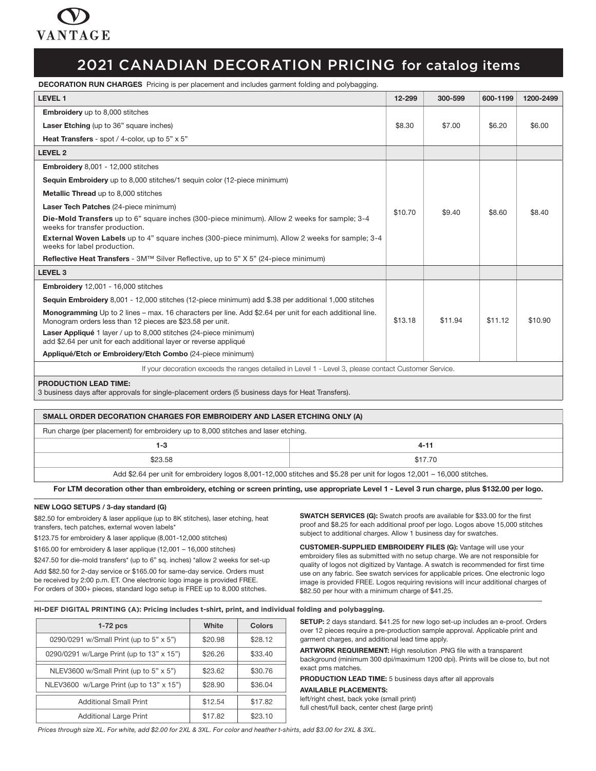VANTAGE

# 2021 CANADIAN DECORATION PRICING for catalog items

**DECORATION RUN CHARGES** Pricing is per placement and includes garment folding and polybagging.

| LEVEL 1 | 12-299 | 300-599 | 600-1199 | 1200-2499 |
|---|---|---|---|---|
| **Embroidery** up to 8,000 stitches<br>**Laser Etching** (up to 36" square inches)<br>**Heat Transfers** - spot / 4-color, up to 5" x 5" | $8.30 | $7.00 | $6.20 | $6.00 |
| **LEVEL 2** | | | | |
| **Embroidery** 8,001 - 12,000 stitches<br>**Sequin Embroidery** up to 8,000 stitches/1 sequin color (12-piece minimum)<br>**Metallic Thread** up to 8,000 stitches<br>**Laser Tech Patches** (24-piece minimum)<br>**Die-Mold Transfers** up to 6" square inches (300-piece minimum). Allow 2 weeks for sample; 3-4 weeks for transfer production.<br>**External Woven Labels** up to 4" square inches (300-piece minimum). Allow 2 weeks for sample; 3-4 weeks for label production.<br>**Reflective Heat Transfers** - 3M™ Silver Reflective, up to 5" X 5" (24-piece minimum) | $10.70 | $9.40 | $8.60 | $8.40 |
| **LEVEL 3** | | | | |
| **Embroidery** 12,001 - 16,000 stitches<br>**Sequin Embroidery** 8,001 - 12,000 stitches (12-piece minimum) add $.38 per additional 1,000 stitches<br>**Monogramming** Up to 2 lines – max. 16 characters per line. Add $2.64 per unit for each additional line. Monogram orders less than 12 pieces are $23.58 per unit.<br>**Laser Appliqué** 1 layer / up to 8,000 stitches (24-piece minimum) add $2.64 per unit for each additional layer or reverse appliqué<br>**Appliqué/Etch or Embroidery/Etch Combo** (24-piece minimum) | $13.18 | $11.94 | $11.12 | $10.90 |

If your decoration exceeds the ranges detailed in Level 1 - Level 3, please contact Customer Service.

**PRODUCTION LEAD TIME:**
3 business days after approvals for single-placement orders (5 business days for Heat Transfers).

**SMALL ORDER DECORATION CHARGES FOR EMBROIDERY AND LASER ETCHING ONLY (A)**

Run charge (per placement) for embroidery up to 8,000 stitches and laser etching.

| 1-3 | 4-11 |
|---|---|
| $23.58 | $17.70 |

Add $2.64 per unit for embroidery logos 8,001-12,000 stitches and $5.28 per unit for logos 12,001 – 16,000 stitches.

**For LTM decoration other than embroidery, etching or screen printing, use appropriate Level 1 - Level 3 run charge, plus $132.00 per logo.**

**NEW LOGO SETUPS / 3-day standard (G)**

$82.50 for embroidery & laser applique (up to 8K stitches), laser etching, heat transfers, tech patches, external woven labels*

$123.75 for embroidery & laser applique (8,001-12,000 stitches)

$165.00 for embroidery & laser applique (12,001 – 16,000 stitches)

$247.50 for die-mold transfers* (up to 6" sq. inches) *allow 2 weeks for set-up

Add $82.50 for 2-day service or $165.00 for same-day service. Orders must be received by 2:00 p.m. ET. One electronic logo image is provided FREE. For orders of 300+ pieces, standard logo setup is FREE up to 8,000 stitches.

**SWATCH SERVICES (G):** Swatch proofs are available for $33.00 for the first proof and $8.25 for each additional proof per logo. Logos above 15,000 stitches subject to additional charges. Allow 1 business day for swatches.

**CUSTOMER-SUPPLIED EMBROIDERY FILES (G):** Vantage will use your embroidery files as submitted with no setup charge. We are not responsible for quality of logos not digitized by Vantage. A swatch is recommended for first time use on any fabric. See swatch services for applicable prices. One electronic logo image is provided FREE. Logos requiring revisions will incur additional charges of $82.50 per hour with a minimum charge of $41.25.

**HI-DEF DIGITAL PRINTING (A): Pricing includes t-shirt, print, and individual folding and polybagging.**

| 1-72 pcs | White | Colors |
|---|---|---|
| 0290/0291 w/Small Print (up to 5" x 5") | $20.98 | $28.12 |
| 0290/0291 w/Large Print (up to 13" x 15") | $26.26 | $33.40 |
| NLEV3600 w/Small Print (up to 5" x 5") | $23.62 | $30.76 |
| NLEV3600 w/Large Print (up to 13" x 15") | $28.90 | $36.04 |
| Additional Small Print | $12.54 | $17.82 |
| Additional Large Print | $17.82 | $23.10 |

**SETUP:** 2 days standard. $41.25 for new logo set-up includes an e-proof. Orders over 12 pieces require a pre-production sample approval. Applicable print and garment charges, and additional lead time apply.

**ARTWORK REQUIREMENT:** High resolution .PNG file with a transparent background (minimum 300 dpi/maximum 1200 dpi). Prints will be close to, but not exact pms matches.

**PRODUCTION LEAD TIME:** 5 business days after all approvals

**AVAILABLE PLACEMENTS:**
left/right chest, back yoke (small print)
full chest/full back, center chest (large print)

*Prices through size XL. For white, add $2.00 for 2XL & 3XL. For color and heather t-shirts, add $3.00 for 2XL & 3XL.*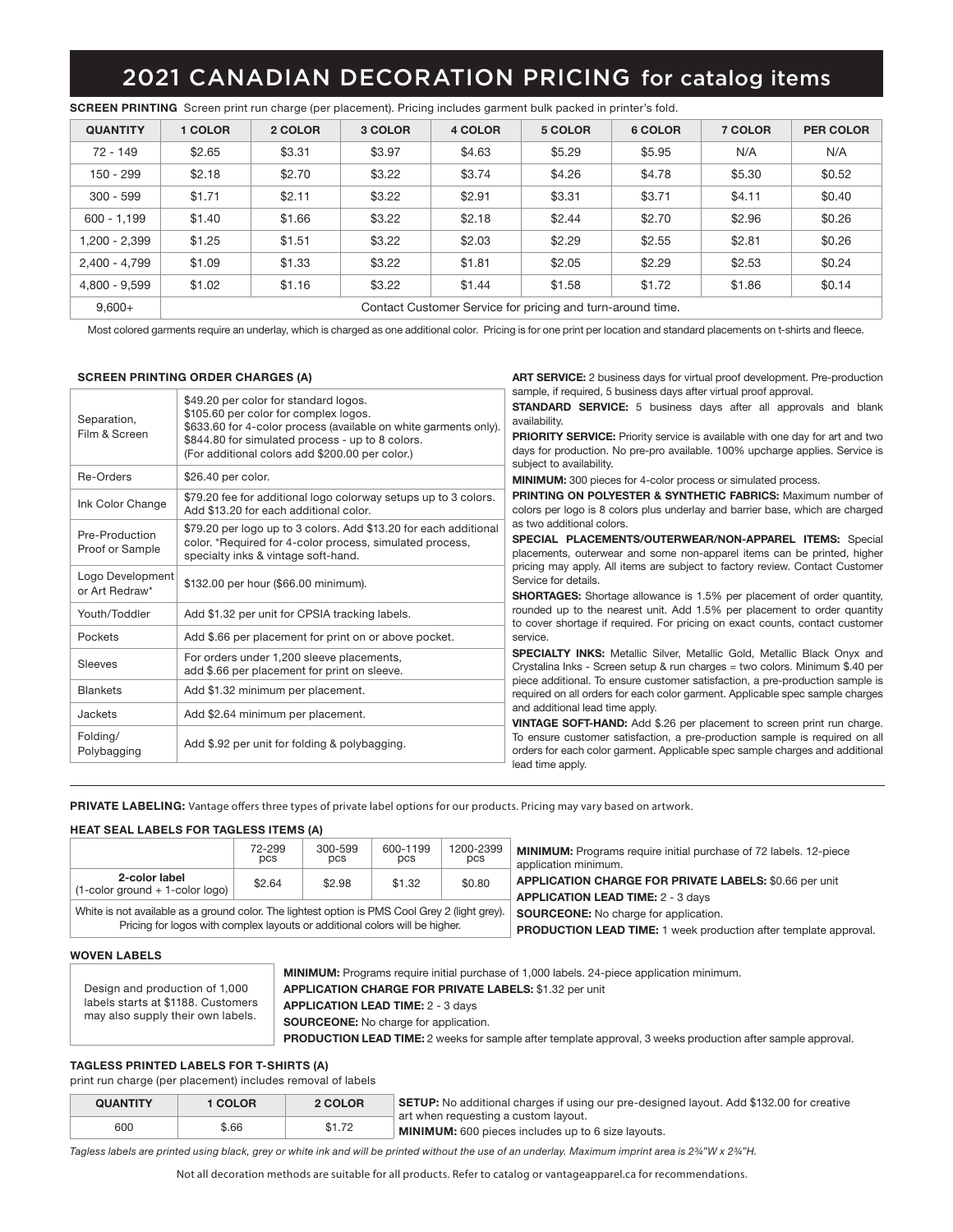# 2021 CANADIAN DECORATION PRICING for catalog items

**SCREEN PRINTING** Screen print run charge (per placement). Pricing includes garment bulk packed in printer's fold.

| QUANTITY | 1 COLOR | 2 COLOR | 3 COLOR | 4 COLOR | 5 COLOR | 6 COLOR | 7 COLOR | PER COLOR |
|---|---|---|---|---|---|---|---|---|
| 72 - 149 | $2.65 | $3.31 | $3.97 | $4.63 | $5.29 | $5.95 | N/A | N/A |
| 150 - 299 | $2.18 | $2.70 | $3.22 | $3.74 | $4.26 | $4.78 | $5.30 | $0.52 |
| 300 - 599 | $1.71 | $2.11 | $3.22 | $2.91 | $3.31 | $3.71 | $4.11 | $0.40 |
| 600 - 1,199 | $1.40 | $1.66 | $3.22 | $2.18 | $2.44 | $2.70 | $2.96 | $0.26 |
| 1,200 - 2,399 | $1.25 | $1.51 | $3.22 | $2.03 | $2.29 | $2.55 | $2.81 | $0.26 |
| 2,400 - 4,799 | $1.09 | $1.33 | $3.22 | $1.81 | $2.05 | $2.29 | $2.53 | $0.24 |
| 4,800 - 9,599 | $1.02 | $1.16 | $3.22 | $1.44 | $1.58 | $1.72 | $1.86 | $0.14 |
| 9,600+ | Contact Customer Service for pricing and turn-around time. | | | | | | | |

Most colored garments require an underlay, which is charged as one additional color. Pricing is for one print per location and standard placements on t-shirts and fleece.

**SCREEN PRINTING ORDER CHARGES (A)**

| | |
|---|---|
| Separation, Film & Screen | $49.20 per color for standard logos.<br>$105.60 per color for complex logos.<br>$633.60 for 4-color process (available on white garments only).<br>$844.80 for simulated process - up to 8 colors.<br>(For additional colors add $200.00 per color.) |
| Re-Orders | $26.40 per color. |
| Ink Color Change | $79.20 fee for additional logo colorway setups up to 3 colors. Add $13.20 for each additional color. |
| Pre-Production Proof or Sample | $79.20 per logo up to 3 colors. Add $13.20 for each additional color. *Required for 4-color process, simulated process, specialty inks & vintage soft-hand. |
| Logo Development or Art Redraw* | $132.00 per hour ($66.00 minimum). |
| Youth/Toddler | Add $1.32 per unit for CPSIA tracking labels. |
| Pockets | Add $.66 per placement for print on or above pocket. |
| Sleeves | For orders under 1,200 sleeve placements, add $.66 per placement for print on sleeve. |
| Blankets | Add $1.32 minimum per placement. |
| Jackets | Add $2.64 minimum per placement. |
| Folding/ Polybagging | Add $.92 per unit for folding & polybagging. |

**ART SERVICE:** 2 business days for virtual proof development. Pre-production sample, if required, 5 business days after virtual proof approval.

**STANDARD SERVICE:** 5 business days after all approvals and blank availability.

**PRIORITY SERVICE:** Priority service is available with one day for art and two days for production. No pre-pro available. 100% upcharge applies. Service is subject to availability.

**MINIMUM:** 300 pieces for 4-color process or simulated process.

**PRINTING ON POLYESTER & SYNTHETIC FABRICS:** Maximum number of colors per logo is 8 colors plus underlay and barrier base, which are charged as two additional colors.

**SPECIAL PLACEMENTS/OUTERWEAR/NON-APPAREL ITEMS:** Special placements, outerwear and some non-apparel items can be printed, higher pricing may apply. All items are subject to factory review. Contact Customer Service for details.

**SHORTAGES:** Shortage allowance is 1.5% per placement of order quantity, rounded up to the nearest unit. Add 1.5% per placement to order quantity to cover shortage if required. For pricing on exact counts, contact customer service.

**SPECIALTY INKS:** Metallic Silver, Metallic Gold, Metallic Black Onyx and Crystalina Inks - Screen setup & run charges = two colors. Minimum $.40 per piece additional. To ensure customer satisfaction, a pre-production sample is required on all orders for each color garment. Applicable spec sample charges and additional lead time apply.

**VINTAGE SOFT-HAND:** Add $.26 per placement to screen print run charge. To ensure customer satisfaction, a pre-production sample is required on all orders for each color garment. Applicable spec sample charges and additional lead time apply.

---

**PRIVATE LABELING:** Vantage offers three types of private label options for our products. Pricing may vary based on artwork.

**HEAT SEAL LABELS FOR TAGLESS ITEMS (A)**

| | 72-299 pcs | 300-599 pcs | 600-1199 pcs | 1200-2399 pcs |
|---|---|---|---|---|
| **2-color label** (1-color ground + 1-color logo) | $2.64 | $2.98 | $1.32 | $0.80 |

White is not available as a ground color. The lightest option is PMS Cool Grey 2 (light grey). Pricing for logos with complex layouts or additional colors will be higher.

**MINIMUM:** Programs require initial purchase of 72 labels. 12-piece application minimum.

**APPLICATION CHARGE FOR PRIVATE LABELS:** $0.66 per unit

**APPLICATION LEAD TIME:** 2 - 3 days

**SOURCEONE:** No charge for application.

**PRODUCTION LEAD TIME:** 1 week production after template approval.

**WOVEN LABELS**

Design and production of 1,000 labels starts at $1188. Customers may also supply their own labels.

**MINIMUM:** Programs require initial purchase of 1,000 labels. 24-piece application minimum.

**APPLICATION CHARGE FOR PRIVATE LABELS:** $1.32 per unit

**APPLICATION LEAD TIME:** 2 - 3 days

**SOURCEONE:** No charge for application.

**PRODUCTION LEAD TIME:** 2 weeks for sample after template approval, 3 weeks production after sample approval.

**TAGLESS PRINTED LABELS FOR T-SHIRTS (A)**

print run charge (per placement) includes removal of labels

| QUANTITY | 1 COLOR | 2 COLOR |
|---|---|---|
| 600 | $.66 | $1.72 |

**SETUP:** No additional charges if using our pre-designed layout. Add $132.00 for creative art when requesting a custom layout.

**MINIMUM:** 600 pieces includes up to 6 size layouts.

*Tagless labels are printed using black, grey or white ink and will be printed without the use of an underlay. Maximum imprint area is 2¾"W x 2¾"H.*

Not all decoration methods are suitable for all products. Refer to catalog or vantageapparel.ca for recommendations.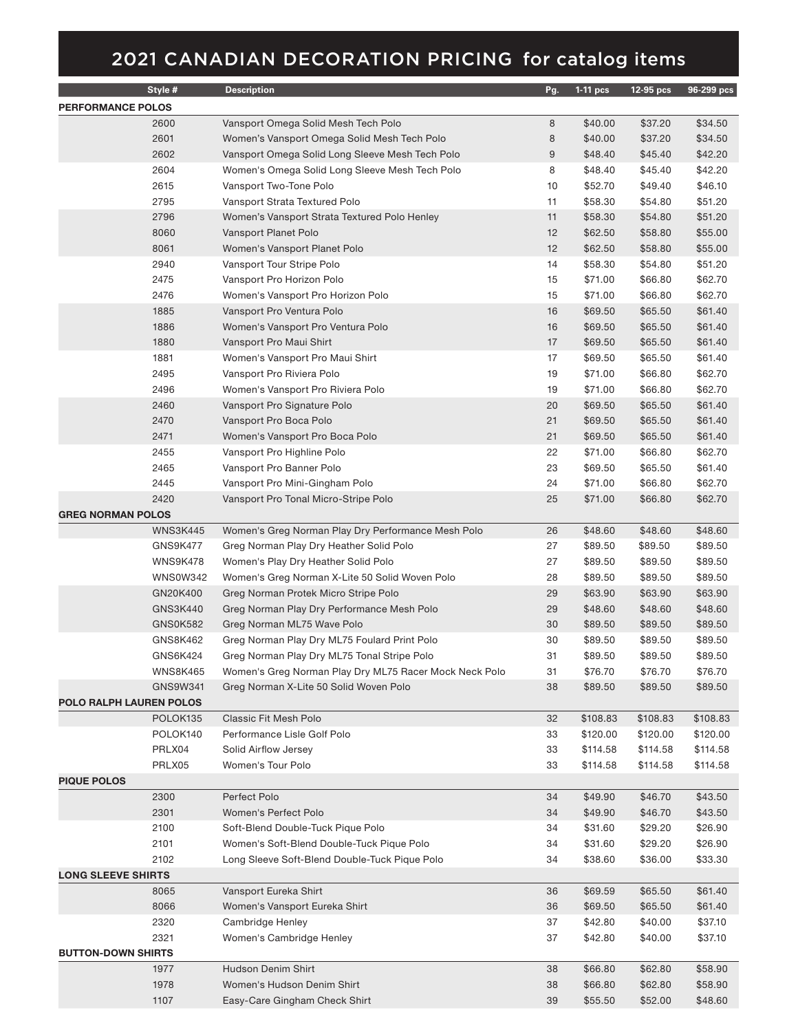# 2021 CANADIAN DECORATION PRICING for catalog items

| Style # | Description | Pg. | 1-11 pcs | 12-95 pcs | 96-299 pcs |
|---|---|---|---|---|---|
| **PERFORMANCE POLOS** | | | | | |
| 2600 | Vansport Omega Solid Mesh Tech Polo | 8 | $40.00 | $37.20 | $34.50 |
| 2601 | Women's Vansport Omega Solid Mesh Tech Polo | 8 | $40.00 | $37.20 | $34.50 |
| 2602 | Vansport Omega Solid Long Sleeve Mesh Tech Polo | 9 | $48.40 | $45.40 | $42.20 |
| 2604 | Women's Omega Solid Long Sleeve Mesh Tech Polo | 8 | $48.40 | $45.40 | $42.20 |
| 2615 | Vansport Two-Tone Polo | 10 | $52.70 | $49.40 | $46.10 |
| 2795 | Vansport Strata Textured Polo | 11 | $58.30 | $54.80 | $51.20 |
| 2796 | Women's Vansport Strata Textured Polo Henley | 11 | $58.30 | $54.80 | $51.20 |
| 8060 | Vansport Planet Polo | 12 | $62.50 | $58.80 | $55.00 |
| 8061 | Women's Vansport Planet Polo | 12 | $62.50 | $58.80 | $55.00 |
| 2940 | Vansport Tour Stripe Polo | 14 | $58.30 | $54.80 | $51.20 |
| 2475 | Vansport Pro Horizon Polo | 15 | $71.00 | $66.80 | $62.70 |
| 2476 | Women's Vansport Pro Horizon Polo | 15 | $71.00 | $66.80 | $62.70 |
| 1885 | Vansport Pro Ventura Polo | 16 | $69.50 | $65.50 | $61.40 |
| 1886 | Women's Vansport Pro Ventura Polo | 16 | $69.50 | $65.50 | $61.40 |
| 1880 | Vansport Pro Maui Shirt | 17 | $69.50 | $65.50 | $61.40 |
| 1881 | Women's Vansport Pro Maui Shirt | 17 | $69.50 | $65.50 | $61.40 |
| 2495 | Vansport Pro Riviera Polo | 19 | $71.00 | $66.80 | $62.70 |
| 2496 | Women's Vansport Pro Riviera Polo | 19 | $71.00 | $66.80 | $62.70 |
| 2460 | Vansport Pro Signature Polo | 20 | $69.50 | $65.50 | $61.40 |
| 2470 | Vansport Pro Boca Polo | 21 | $69.50 | $65.50 | $61.40 |
| 2471 | Women's Vansport Pro Boca Polo | 21 | $69.50 | $65.50 | $61.40 |
| 2455 | Vansport Pro Highline Polo | 22 | $71.00 | $66.80 | $62.70 |
| 2465 | Vansport Pro Banner Polo | 23 | $69.50 | $65.50 | $61.40 |
| 2445 | Vansport Pro Mini-Gingham Polo | 24 | $71.00 | $66.80 | $62.70 |
| 2420 | Vansport Pro Tonal Micro-Stripe Polo | 25 | $71.00 | $66.80 | $62.70 |
| **GREG NORMAN POLOS** | | | | | |
| WNS3K445 | Women's Greg Norman Play Dry Performance Mesh Polo | 26 | $48.60 | $48.60 | $48.60 |
| GNS9K477 | Greg Norman Play Dry Heather Solid Polo | 27 | $89.50 | $89.50 | $89.50 |
| WNS9K478 | Women's Play Dry Heather Solid Polo | 27 | $89.50 | $89.50 | $89.50 |
| WNS0W342 | Women's Greg Norman X-Lite 50 Solid Woven Polo | 28 | $89.50 | $89.50 | $89.50 |
| GN20K400 | Greg Norman Protek Micro Stripe Polo | 29 | $63.90 | $63.90 | $63.90 |
| GNS3K440 | Greg Norman Play Dry Performance Mesh Polo | 29 | $48.60 | $48.60 | $48.60 |
| GNS0K582 | Greg Norman ML75 Wave Polo | 30 | $89.50 | $89.50 | $89.50 |
| GNS8K462 | Greg Norman Play Dry ML75 Foulard Print Polo | 30 | $89.50 | $89.50 | $89.50 |
| GNS6K424 | Greg Norman Play Dry ML75 Tonal Stripe Polo | 31 | $89.50 | $89.50 | $89.50 |
| WNS8K465 | Women's Greg Norman Play Dry ML75 Racer Mock Neck Polo | 31 | $76.70 | $76.70 | $76.70 |
| GNS9W341 | Greg Norman X-Lite 50 Solid Woven Polo | 38 | $89.50 | $89.50 | $89.50 |
| **POLO RALPH LAUREN POLOS** | | | | | |
| POLOK135 | Classic Fit Mesh Polo | 32 | $108.83 | $108.83 | $108.83 |
| POLOK140 | Performance Lisle Golf Polo | 33 | $120.00 | $120.00 | $120.00 |
| PRLX04 | Solid Airflow Jersey | 33 | $114.58 | $114.58 | $114.58 |
| PRLX05 | Women's Tour Polo | 33 | $114.58 | $114.58 | $114.58 |
| **PIQUE POLOS** | | | | | |
| 2300 | Perfect Polo | 34 | $49.90 | $46.70 | $43.50 |
| 2301 | Women's Perfect Polo | 34 | $49.90 | $46.70 | $43.50 |
| 2100 | Soft-Blend Double-Tuck Pique Polo | 34 | $31.60 | $29.20 | $26.90 |
| 2101 | Women's Soft-Blend Double-Tuck Pique Polo | 34 | $31.60 | $29.20 | $26.90 |
| 2102 | Long Sleeve Soft-Blend Double-Tuck Pique Polo | 34 | $38.60 | $36.00 | $33.30 |
| **LONG SLEEVE SHIRTS** | | | | | |
| 8065 | Vansport Eureka Shirt | 36 | $69.59 | $65.50 | $61.40 |
| 8066 | Women's Vansport Eureka Shirt | 36 | $69.50 | $65.50 | $61.40 |
| 2320 | Cambridge Henley | 37 | $42.80 | $40.00 | $37.10 |
| 2321 | Women's Cambridge Henley | 37 | $42.80 | $40.00 | $37.10 |
| **BUTTON-DOWN SHIRTS** | | | | | |
| 1977 | Hudson Denim Shirt | 38 | $66.80 | $62.80 | $58.90 |
| 1978 | Women's Hudson Denim Shirt | 38 | $66.80 | $62.80 | $58.90 |
| 1107 | Easy-Care Gingham Check Shirt | 39 | $55.50 | $52.00 | $48.60 |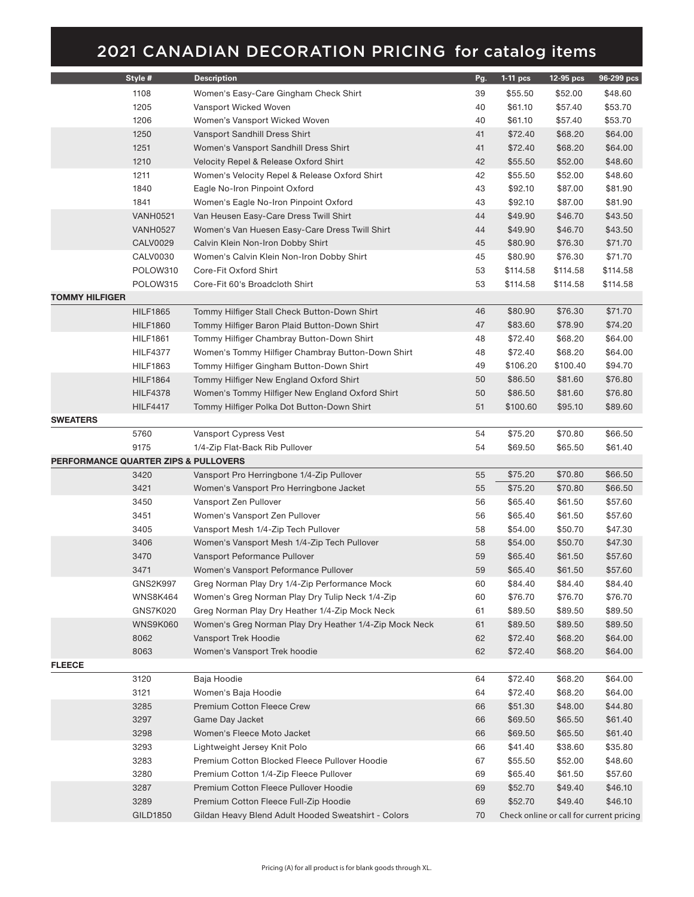# 2021 CANADIAN DECORATION PRICING for catalog items

| | Style # | Description | Pg. | 1-11 pcs | 12-95 pcs | 96-299 pcs |
|---|---|---|---|---|---|---|
| | 1108 | Women's Easy-Care Gingham Check Shirt | 39 | $55.50 | $52.00 | $48.60 |
| | 1205 | Vansport Wicked Woven | 40 | $61.10 | $57.40 | $53.70 |
| | 1206 | Women's Vansport Wicked Woven | 40 | $61.10 | $57.40 | $53.70 |
| | 1250 | Vansport Sandhill Dress Shirt | 41 | $72.40 | $68.20 | $64.00 |
| | 1251 | Women's Vansport Sandhill Dress Shirt | 41 | $72.40 | $68.20 | $64.00 |
| | 1210 | Velocity Repel & Release Oxford Shirt | 42 | $55.50 | $52.00 | $48.60 |
| | 1211 | Women's Velocity Repel & Release Oxford Shirt | 42 | $55.50 | $52.00 | $48.60 |
| | 1840 | Eagle No-Iron Pinpoint Oxford | 43 | $92.10 | $87.00 | $81.90 |
| | 1841 | Women's Eagle No-Iron Pinpoint Oxford | 43 | $92.10 | $87.00 | $81.90 |
| | VANH0521 | Van Heusen Easy-Care Dress Twill Shirt | 44 | $49.90 | $46.70 | $43.50 |
| | VANH0527 | Women's Van Huesen Easy-Care Dress Twill Shirt | 44 | $49.90 | $46.70 | $43.50 |
| | CALV0029 | Calvin Klein Non-Iron Dobby Shirt | 45 | $80.90 | $76.30 | $71.70 |
| | CALV0030 | Women's Calvin Klein Non-Iron Dobby Shirt | 45 | $80.90 | $76.30 | $71.70 |
| | POLOW310 | Core-Fit Oxford Shirt | 53 | $114.58 | $114.58 | $114.58 |
| | POLOW315 | Core-Fit 60's Broadcloth Shirt | 53 | $114.58 | $114.58 | $114.58 |
| **TOMMY HILFIGER** | | | | | | |
| | HILF1865 | Tommy Hilfiger Stall Check Button-Down Shirt | 46 | $80.90 | $76.30 | $71.70 |
| | HILF1860 | Tommy Hilfiger Baron Plaid Button-Down Shirt | 47 | $83.60 | $78.90 | $74.20 |
| | HILF1861 | Tommy Hilfiger Chambray Button-Down Shirt | 48 | $72.40 | $68.20 | $64.00 |
| | HILF4377 | Women's Tommy Hilfiger Chambray Button-Down Shirt | 48 | $72.40 | $68.20 | $64.00 |
| | HILF1863 | Tommy Hilfiger Gingham Button-Down Shirt | 49 | $106.20 | $100.40 | $94.70 |
| | HILF1864 | Tommy Hilfiger New England Oxford Shirt | 50 | $86.50 | $81.60 | $76.80 |
| | HILF4378 | Women's Tommy Hilfiger New England Oxford Shirt | 50 | $86.50 | $81.60 | $76.80 |
| | HILF4417 | Tommy Hilfiger Polka Dot Button-Down Shirt | 51 | $100.60 | $95.10 | $89.60 |
| **SWEATERS** | | | | | | |
| | 5760 | Vansport Cypress Vest | 54 | $75.20 | $70.80 | $66.50 |
| | 9175 | 1/4-Zip Flat-Back Rib Pullover | 54 | $69.50 | $65.50 | $61.40 |
| **PERFORMANCE QUARTER ZIPS & PULLOVERS** | | | | | | |
| | 3420 | Vansport Pro Herringbone 1/4-Zip Pullover | 55 | $75.20 | $70.80 | $66.50 |
| | 3421 | Women's Vansport Pro Herringbone Jacket | 55 | $75.20 | $70.80 | $66.50 |
| | 3450 | Vansport Zen Pullover | 56 | $65.40 | $61.50 | $57.60 |
| | 3451 | Women's Vansport Zen Pullover | 56 | $65.40 | $61.50 | $57.60 |
| | 3405 | Vansport Mesh 1/4-Zip Tech Pullover | 58 | $54.00 | $50.70 | $47.30 |
| | 3406 | Women's Vansport Mesh 1/4-Zip Tech Pullover | 58 | $54.00 | $50.70 | $47.30 |
| | 3470 | Vansport Peformance Pullover | 59 | $65.40 | $61.50 | $57.60 |
| | 3471 | Women's Vansport Peformance Pullover | 59 | $65.40 | $61.50 | $57.60 |
| | GNS2K997 | Greg Norman Play Dry 1/4-Zip Performance Mock | 60 | $84.40 | $84.40 | $84.40 |
| | WNS8K464 | Women's Greg Norman Play Dry Tulip Neck 1/4-Zip | 60 | $76.70 | $76.70 | $76.70 |
| | GNS7K020 | Greg Norman Play Dry Heather 1/4-Zip Mock Neck | 61 | $89.50 | $89.50 | $89.50 |
| | WNS9K060 | Women's Greg Norman Play Dry Heather 1/4-Zip Mock Neck | 61 | $89.50 | $89.50 | $89.50 |
| | 8062 | Vansport Trek Hoodie | 62 | $72.40 | $68.20 | $64.00 |
| | 8063 | Women's Vansport Trek hoodie | 62 | $72.40 | $68.20 | $64.00 |
| **FLEECE** | | | | | | |
| | 3120 | Baja Hoodie | 64 | $72.40 | $68.20 | $64.00 |
| | 3121 | Women's Baja Hoodie | 64 | $72.40 | $68.20 | $64.00 |
| | 3285 | Premium Cotton Fleece Crew | 66 | $51.30 | $48.00 | $44.80 |
| | 3297 | Game Day Jacket | 66 | $69.50 | $65.50 | $61.40 |
| | 3298 | Women's Fleece Moto Jacket | 66 | $69.50 | $65.50 | $61.40 |
| | 3293 | Lightweight Jersey Knit Polo | 66 | $41.40 | $38.60 | $35.80 |
| | 3283 | Premium Cotton Blocked Fleece Pullover Hoodie | 67 | $55.50 | $52.00 | $48.60 |
| | 3280 | Premium Cotton 1/4-Zip Fleece Pullover | 69 | $65.40 | $61.50 | $57.60 |
| | 3287 | Premium Cotton Fleece Pullover Hoodie | 69 | $52.70 | $49.40 | $46.10 |
| | 3289 | Premium Cotton Fleece Full-Zip Hoodie | 69 | $52.70 | $49.40 | $46.10 |
| | GILD1850 | Gildan Heavy Blend Adult Hooded Sweatshirt - Colors | 70 | Check online or call for current pricing | | |

Pricing (A) for all product is for blank goods through XL.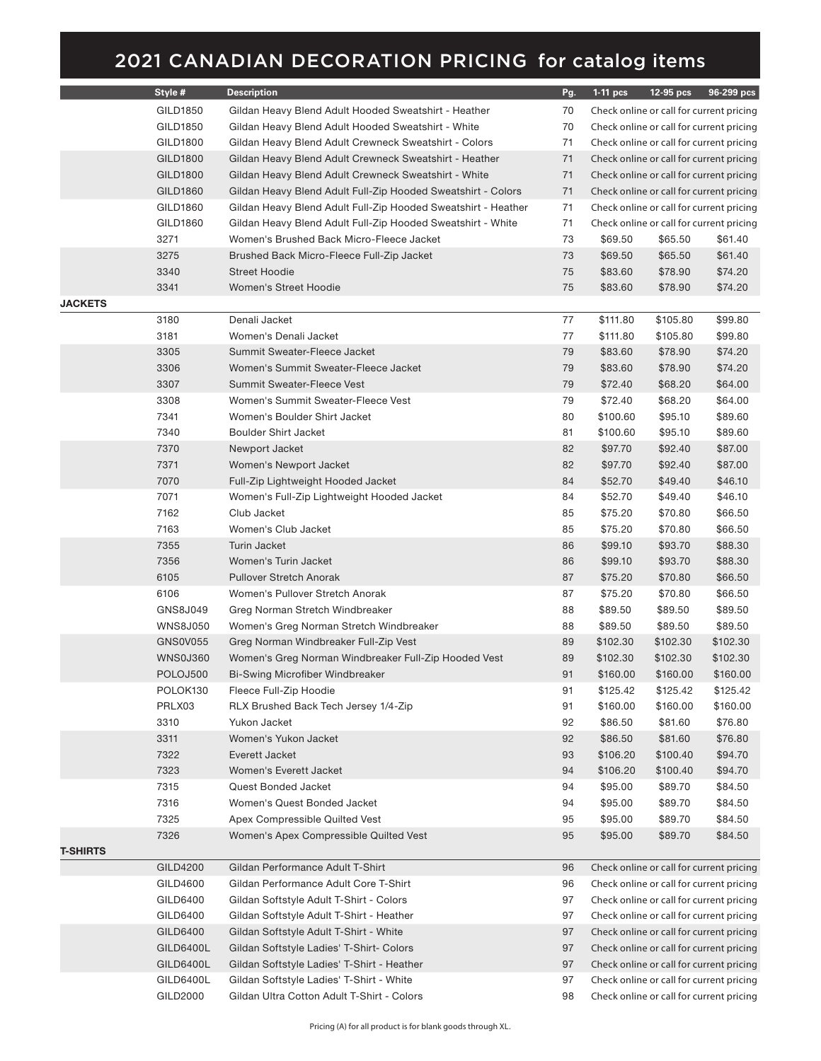# 2021 CANADIAN DECORATION PRICING for catalog items

| | Style # | Description | Pg. | 1-11 pcs | 12-95 pcs | 96-299 pcs |
|---|---|---|---|---|---|---|
| | GILD1850 | Gildan Heavy Blend Adult Hooded Sweatshirt - Heather | 70 | Check online or call for current pricing | | |
| | GILD1850 | Gildan Heavy Blend Adult Hooded Sweatshirt - White | 70 | Check online or call for current pricing | | |
| | GILD1800 | Gildan Heavy Blend Adult Crewneck Sweatshirt - Colors | 71 | Check online or call for current pricing | | |
| | GILD1800 | Gildan Heavy Blend Adult Crewneck Sweatshirt - Heather | 71 | Check online or call for current pricing | | |
| | GILD1800 | Gildan Heavy Blend Adult Crewneck Sweatshirt - White | 71 | Check online or call for current pricing | | |
| | GILD1860 | Gildan Heavy Blend Adult Full-Zip Hooded Sweatshirt - Colors | 71 | Check online or call for current pricing | | |
| | GILD1860 | Gildan Heavy Blend Adult Full-Zip Hooded Sweatshirt - Heather | 71 | Check online or call for current pricing | | |
| | GILD1860 | Gildan Heavy Blend Adult Full-Zip Hooded Sweatshirt - White | 71 | Check online or call for current pricing | | |
| | 3271 | Women's Brushed Back Micro-Fleece Jacket | 73 | $69.50 | $65.50 | $61.40 |
| | 3275 | Brushed Back Micro-Fleece Full-Zip Jacket | 73 | $69.50 | $65.50 | $61.40 |
| | 3340 | Street Hoodie | 75 | $83.60 | $78.90 | $74.20 |
| | 3341 | Women's Street Hoodie | 75 | $83.60 | $78.90 | $74.20 |
| **JACKETS** | | | | | | |
| | 3180 | Denali Jacket | 77 | $111.80 | $105.80 | $99.80 |
| | 3181 | Women's Denali Jacket | 77 | $111.80 | $105.80 | $99.80 |
| | 3305 | Summit Sweater-Fleece Jacket | 79 | $83.60 | $78.90 | $74.20 |
| | 3306 | Women's Summit Sweater-Fleece Jacket | 79 | $83.60 | $78.90 | $74.20 |
| | 3307 | Summit Sweater-Fleece Vest | 79 | $72.40 | $68.20 | $64.00 |
| | 3308 | Women's Summit Sweater-Fleece Vest | 79 | $72.40 | $68.20 | $64.00 |
| | 7341 | Women's Boulder Shirt Jacket | 80 | $100.60 | $95.10 | $89.60 |
| | 7340 | Boulder Shirt Jacket | 81 | $100.60 | $95.10 | $89.60 |
| | 7370 | Newport Jacket | 82 | $97.70 | $92.40 | $87.00 |
| | 7371 | Women's Newport Jacket | 82 | $97.70 | $92.40 | $87.00 |
| | 7070 | Full-Zip Lightweight Hooded Jacket | 84 | $52.70 | $49.40 | $46.10 |
| | 7071 | Women's Full-Zip Lightweight Hooded Jacket | 84 | $52.70 | $49.40 | $46.10 |
| | 7162 | Club Jacket | 85 | $75.20 | $70.80 | $66.50 |
| | 7163 | Women's Club Jacket | 85 | $75.20 | $70.80 | $66.50 |
| | 7355 | Turin Jacket | 86 | $99.10 | $93.70 | $88.30 |
| | 7356 | Women's Turin Jacket | 86 | $99.10 | $93.70 | $88.30 |
| | 6105 | Pullover Stretch Anorak | 87 | $75.20 | $70.80 | $66.50 |
| | 6106 | Women's Pullover Stretch Anorak | 87 | $75.20 | $70.80 | $66.50 |
| | GNS8J049 | Greg Norman Stretch Windbreaker | 88 | $89.50 | $89.50 | $89.50 |
| | WNS8J050 | Women's Greg Norman Stretch Windbreaker | 88 | $89.50 | $89.50 | $89.50 |
| | GNS0V055 | Greg Norman Windbreaker Full-Zip Vest | 89 | $102.30 | $102.30 | $102.30 |
| | WNS0J360 | Women's Greg Norman Windbreaker Full-Zip Hooded Vest | 89 | $102.30 | $102.30 | $102.30 |
| | POLOJ500 | Bi-Swing Microfiber Windbreaker | 91 | $160.00 | $160.00 | $160.00 |
| | POLOK130 | Fleece Full-Zip Hoodie | 91 | $125.42 | $125.42 | $125.42 |
| | PRLX03 | RLX Brushed Back Tech Jersey 1/4-Zip | 91 | $160.00 | $160.00 | $160.00 |
| | 3310 | Yukon Jacket | 92 | $86.50 | $81.60 | $76.80 |
| | 3311 | Women's Yukon Jacket | 92 | $86.50 | $81.60 | $76.80 |
| | 7322 | Everett Jacket | 93 | $106.20 | $100.40 | $94.70 |
| | 7323 | Women's Everett Jacket | 94 | $106.20 | $100.40 | $94.70 |
| | 7315 | Quest Bonded Jacket | 94 | $95.00 | $89.70 | $84.50 |
| | 7316 | Women's Quest Bonded Jacket | 94 | $95.00 | $89.70 | $84.50 |
| | 7325 | Apex Compressible Quilted Vest | 95 | $95.00 | $89.70 | $84.50 |
| | 7326 | Women's Apex Compressible Quilted Vest | 95 | $95.00 | $89.70 | $84.50 |
| **T-SHIRTS** | | | | | | |
| | GILD4200 | Gildan Performance Adult T-Shirt | 96 | Check online or call for current pricing | | |
| | GILD4600 | Gildan Performance Adult Core T-Shirt | 96 | Check online or call for current pricing | | |
| | GILD6400 | Gildan Softstyle Adult T-Shirt - Colors | 97 | Check online or call for current pricing | | |
| | GILD6400 | Gildan Softstyle Adult T-Shirt - Heather | 97 | Check online or call for current pricing | | |
| | GILD6400 | Gildan Softstyle Adult T-Shirt - White | 97 | Check online or call for current pricing | | |
| | GILD6400L | Gildan Softstyle Ladies' T-Shirt- Colors | 97 | Check online or call for current pricing | | |
| | GILD6400L | Gildan Softstyle Ladies' T-Shirt - Heather | 97 | Check online or call for current pricing | | |
| | GILD6400L | Gildan Softstyle Ladies' T-Shirt - White | 97 | Check online or call for current pricing | | |
| | GILD2000 | Gildan Ultra Cotton Adult T-Shirt - Colors | 98 | Check online or call for current pricing | | |

Pricing (A) for all product is for blank goods through XL.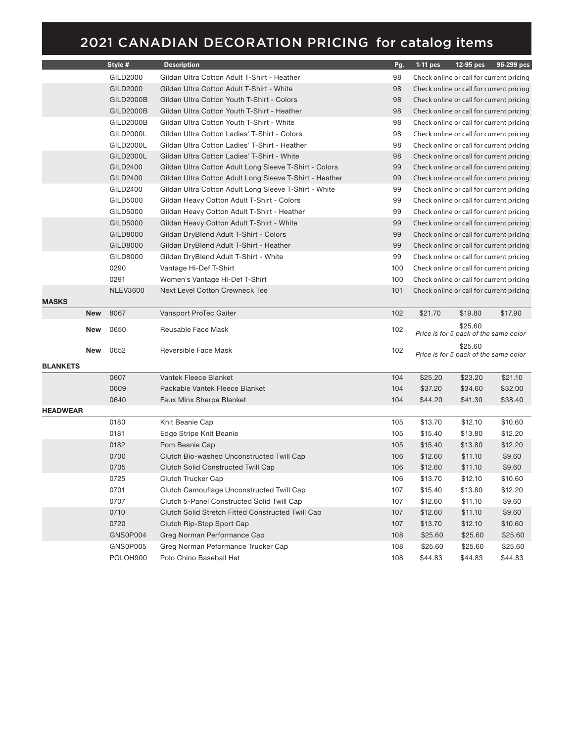# 2021 CANADIAN DECORATION PRICING for catalog items

| | Style # | Description | Pg. | 1-11 pcs | 12-95 pcs | 96-299 pcs |
|---|---|---|---|---|---|---|
| | GILD2000 | Gildan Ultra Cotton Adult T-Shirt - Heather | 98 | Check online or call for current pricing | | |
| | GILD2000 | Gildan Ultra Cotton Adult T-Shirt - White | 98 | Check online or call for current pricing | | |
| | GILD2000B | Gildan Ultra Cotton Youth T-Shirt - Colors | 98 | Check online or call for current pricing | | |
| | GILD2000B | Gildan Ultra Cotton Youth T-Shirt - Heather | 98 | Check online or call for current pricing | | |
| | GILD2000B | Gildan Ultra Cotton Youth T-Shirt - White | 98 | Check online or call for current pricing | | |
| | GILD2000L | Gildan Ultra Cotton Ladies' T-Shirt - Colors | 98 | Check online or call for current pricing | | |
| | GILD2000L | Gildan Ultra Cotton Ladies' T-Shirt - Heather | 98 | Check online or call for current pricing | | |
| | GILD2000L | Gildan Ultra Cotton Ladies' T-Shirt - White | 98 | Check online or call for current pricing | | |
| | GILD2400 | Gildan Ultra Cotton Adult Long Sleeve T-Shirt - Colors | 99 | Check online or call for current pricing | | |
| | GILD2400 | Gildan Ultra Cotton Adult Long Sleeve T-Shirt - Heather | 99 | Check online or call for current pricing | | |
| | GILD2400 | Gildan Ultra Cotton Adult Long Sleeve T-Shirt - White | 99 | Check online or call for current pricing | | |
| | GILD5000 | Gildan Heavy Cotton Adult T-Shirt - Colors | 99 | Check online or call for current pricing | | |
| | GILD5000 | Gildan Heavy Cotton Adult T-Shirt - Heather | 99 | Check online or call for current pricing | | |
| | GILD5000 | Gildan Heavy Cotton Adult T-Shirt - White | 99 | Check online or call for current pricing | | |
| | GILD8000 | Gildan DryBlend Adult T-Shirt - Colors | 99 | Check online or call for current pricing | | |
| | GILD8000 | Gildan DryBlend Adult T-Shirt - Heather | 99 | Check online or call for current pricing | | |
| | GILD8000 | Gildan DryBlend Adult T-Shirt - White | 99 | Check online or call for current pricing | | |
| | 0290 | Vantage Hi-Def T-Shirt | 100 | Check online or call for current pricing | | |
| | 0291 | Women's Vantage Hi-Def T-Shirt | 100 | Check online or call for current pricing | | |
| | NLEV3600 | Next Level Cotton Crewneck Tee | 101 | Check online or call for current pricing | | |
| **MASKS** | | | | | | |
| **New** | 8067 | Vansport ProTec Gaiter | 102 | $21.70 | $19.80 | $17.90 |
| **New** | 0650 | Reusable Face Mask | 102 | $25.60 *Price is for 5 pack of the same color* | | |
| **New** | 0652 | Reversible Face Mask | 102 | $25.60 *Price is for 5 pack of the same color* | | |
| **BLANKETS** | | | | | | |
| | 0607 | Vantek Fleece Blanket | 104 | $25.20 | $23.20 | $21.10 |
| | 0609 | Packable Vantek Fleece Blanket | 104 | $37.20 | $34.60 | $32.00 |
| | 0640 | Faux Minx Sherpa Blanket | 104 | $44.20 | $41.30 | $38.40 |
| **HEADWEAR** | | | | | | |
| | 0180 | Knit Beanie Cap | 105 | $13.70 | $12.10 | $10.60 |
| | 0181 | Edge Stripe Knit Beanie | 105 | $15.40 | $13.80 | $12.20 |
| | 0182 | Pom Beanie Cap | 105 | $15.40 | $13.80 | $12.20 |
| | 0700 | Clutch Bio-washed Unconstructed Twill Cap | 106 | $12.60 | $11.10 | $9.60 |
| | 0705 | Clutch Solid Constructed Twill Cap | 106 | $12.60 | $11.10 | $9.60 |
| | 0725 | Clutch Trucker Cap | 106 | $13.70 | $12.10 | $10.60 |
| | 0701 | Clutch Camouflage Unconstructed Twill Cap | 107 | $15.40 | $13.80 | $12.20 |
| | 0707 | Clutch 5-Panel Constructed Solid Twill Cap | 107 | $12.60 | $11.10 | $9.60 |
| | 0710 | Clutch Solid Stretch Fitted Constructed Twill Cap | 107 | $12.60 | $11.10 | $9.60 |
| | 0720 | Clutch Rip-Stop Sport Cap | 107 | $13.70 | $12.10 | $10.60 |
| | GNS0P004 | Greg Norman Performance Cap | 108 | $25.60 | $25.60 | $25.60 |
| | GNS0P005 | Greg Norman Peformance Trucker Cap | 108 | $25.60 | $25.60 | $25.60 |
| | POLOH900 | Polo Chino Baseball Hat | 108 | $44.83 | $44.83 | $44.83 |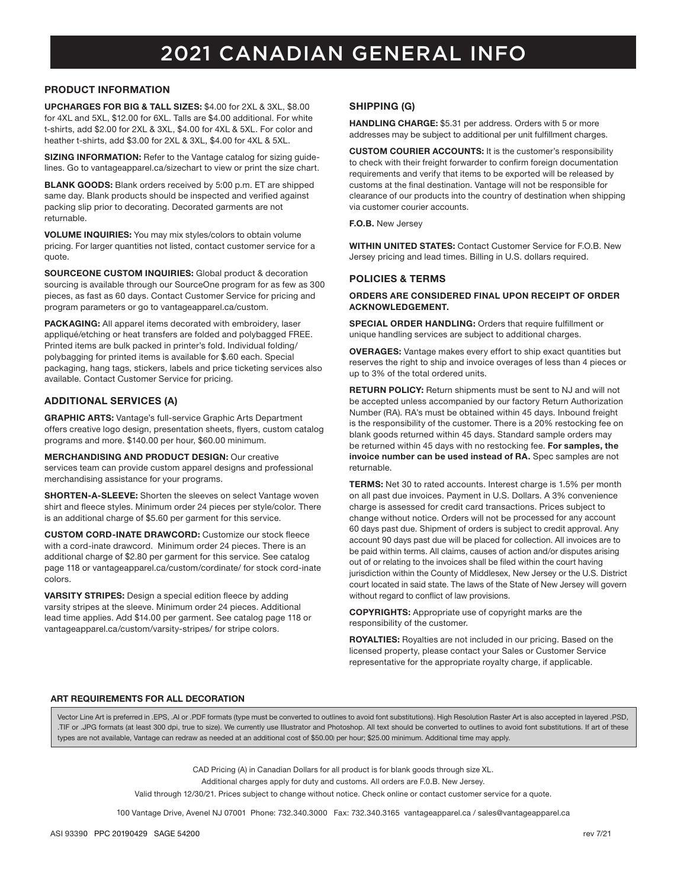# 2021 CANADIAN GENERAL INFO

## PRODUCT INFORMATION

**UPCHARGES FOR BIG & TALL SIZES:** $4.00 for 2XL & 3XL, $8.00 for 4XL and 5XL, $12.00 for 6XL. Talls are $4.00 additional. For white t-shirts, add $2.00 for 2XL & 3XL, $4.00 for 4XL & 5XL. For color and heather t-shirts, add $3.00 for 2XL & 3XL, $4.00 for 4XL & 5XL.

**SIZING INFORMATION:** Refer to the Vantage catalog for sizing guidelines. Go to vantageapparel.ca/sizechart to view or print the size chart.

**BLANK GOODS:** Blank orders received by 5:00 p.m. ET are shipped same day. Blank products should be inspected and verified against packing slip prior to decorating. Decorated garments are not returnable.

**VOLUME INQUIRIES:** You may mix styles/colors to obtain volume pricing. For larger quantities not listed, contact customer service for a quote.

**SOURCEONE CUSTOM INQUIRIES:** Global product & decoration sourcing is available through our SourceOne program for as few as 300 pieces, as fast as 60 days. Contact Customer Service for pricing and program parameters or go to vantageapparel.ca/custom.

**PACKAGING:** All apparel items decorated with embroidery, laser appliqué/etching or heat transfers are folded and polybagged FREE. Printed items are bulk packed in printer's fold. Individual folding/polybagging for printed items is available for $.60 each. Special packaging, hang tags, stickers, labels and price ticketing services also available. Contact Customer Service for pricing.

## ADDITIONAL SERVICES (A)

**GRAPHIC ARTS:** Vantage's full-service Graphic Arts Department offers creative logo design, presentation sheets, flyers, custom catalog programs and more. $140.00 per hour, $60.00 minimum.

**MERCHANDISING AND PRODUCT DESIGN:** Our creative services team can provide custom apparel designs and professional merchandising assistance for your programs.

**SHORTEN-A-SLEEVE:** Shorten the sleeves on select Vantage woven shirt and fleece styles. Minimum order 24 pieces per style/color. There is an additional charge of $5.60 per garment for this service.

**CUSTOM CORD-INATE DRAWCORD:** Customize our stock fleece with a cord-inate drawcord. Minimum order 24 pieces. There is an additional charge of $2.80 per garment for this service. See catalog page 118 or vantageapparel.ca/custom/cordinate/ for stock cord-inate colors.

**VARSITY STRIPES:** Design a special edition fleece by adding varsity stripes at the sleeve. Minimum order 24 pieces. Additional lead time applies. Add $14.00 per garment. See catalog page 118 or vantageapparel.ca/custom/varsity-stripes/ for stripe colors.

## SHIPPING (G)

**HANDLING CHARGE:** $5.31 per address. Orders with 5 or more addresses may be subject to additional per unit fulfillment charges.

**CUSTOM COURIER ACCOUNTS:** It is the customer's responsibility to check with their freight forwarder to confirm foreign documentation requirements and verify that items to be exported will be released by customs at the final destination. Vantage will not be responsible for clearance of our products into the country of destination when shipping via customer courier accounts.

**F.O.B.** New Jersey

**WITHIN UNITED STATES:** Contact Customer Service for F.O.B. New Jersey pricing and lead times. Billing in U.S. dollars required.

## POLICIES & TERMS

**ORDERS ARE CONSIDERED FINAL UPON RECEIPT OF ORDER ACKNOWLEDGEMENT.**

**SPECIAL ORDER HANDLING:** Orders that require fulfillment or unique handling services are subject to additional charges.

**OVERAGES:** Vantage makes every effort to ship exact quantities but reserves the right to ship and invoice overages of less than 4 pieces or up to 3% of the total ordered units.

**RETURN POLICY:** Return shipments must be sent to NJ and will not be accepted unless accompanied by our factory Return Authorization Number (RA). RA's must be obtained within 45 days. Inbound freight is the responsibility of the customer. There is a 20% restocking fee on blank goods returned within 45 days. Standard sample orders may be returned within 45 days with no restocking fee. **For samples, the invoice number can be used instead of RA.** Spec samples are not returnable.

**TERMS:** Net 30 to rated accounts. Interest charge is 1.5% per month on all past due invoices. Payment in U.S. Dollars. A 3% convenience charge is assessed for credit card transactions. Prices subject to change without notice. Orders will not be processed for any account 60 days past due. Shipment of orders is subject to credit approval. Any account 90 days past due will be placed for collection. All invoices are to be paid within terms. All claims, causes of action and/or disputes arising out of or relating to the invoices shall be filed within the court having jurisdiction within the County of Middlesex, New Jersey or the U.S. District court located in said state. The laws of the State of New Jersey will govern without regard to conflict of law provisions.

**COPYRIGHTS:** Appropriate use of copyright marks are the responsibility of the customer.

**ROYALTIES:** Royalties are not included in our pricing. Based on the licensed property, please contact your Sales or Customer Service representative for the appropriate royalty charge, if applicable.

## ART REQUIREMENTS FOR ALL DECORATION

Vector Line Art is preferred in .EPS, .AI or .PDF formats (type must be converted to outlines to avoid font substitutions). High Resolution Raster Art is also accepted in layered .PSD, .TIF or .JPG formats (at least 300 dpi, true to size). We currently use Illustrator and Photoshop. All text should be converted to outlines to avoid font substitutions. If art of these types are not available, Vantage can redraw as needed at an additional cost of $50.00 per hour; $25.00 minimum. Additional time may apply.

CAD Pricing (A) in Canadian Dollars for all product is for blank goods through size XL.

Additional charges apply for duty and customs. All orders are F.0.B. New Jersey.

Valid through 12/30/21. Prices subject to change without notice. Check online or contact customer service for a quote.

100 Vantage Drive, Avenel NJ 07001 Phone: 732.340.3000 Fax: 732.340.3165 vantageapparel.ca / sales@vantageapparel.ca

ASI 93390 PPC 20190429 SAGE 54200

rev 7/21